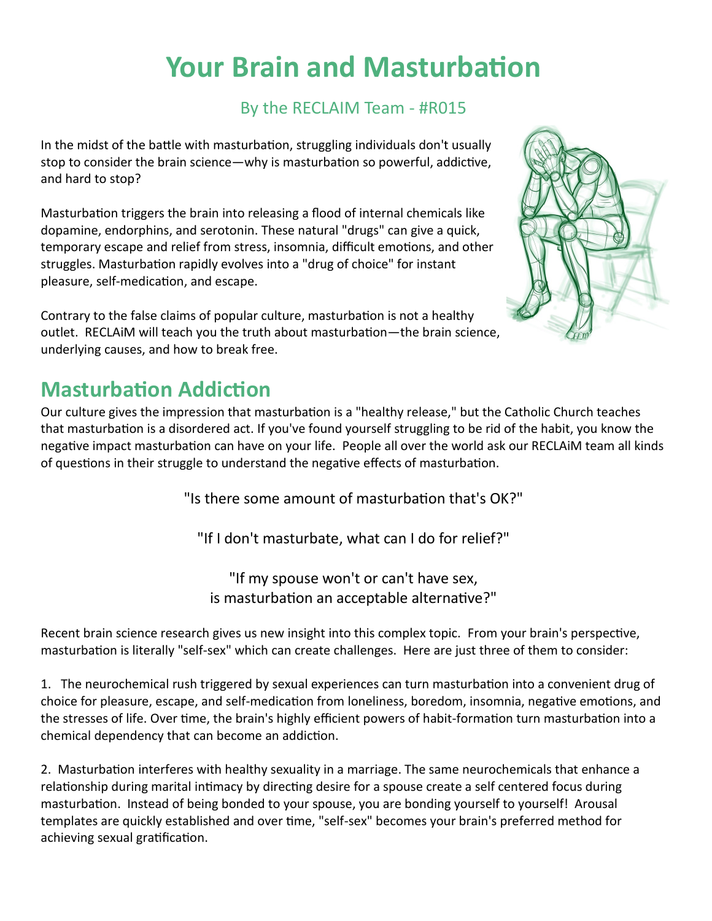# Your Brain and Masturbation

By the RECLAIM Team - #R015

In the midst of the battle with masturbation, struggling individuals don't usually stop to consider the brain science—why is masturbation so powerful, addictive, and hard to stop?

Masturbation triggers the brain into releasing a flood of internal chemicals like dopamine, endorphins, and serotonin. These natural "drugs" can give a quick, temporary escape and relief from stress, insomnia, difficult emotions, and other struggles. Masturbation rapidly evolves into a "drug of choice" for instant pleasure, self-medication, and escape.

Contrary to the false claims of popular culture, masturbation is not a healthy outlet. RECLAiM will teach you the truth about masturbation—the brain science, underlying causes, and how to break free.

## Masturbation Addiction

Our culture gives the impression that masturbation is a "healthy release," but the Catholic Church teaches that masturbation is a disordered act. If you've found yourself struggling to be rid of the habit, you know the negative impact masturbation can have on your life. People all over the world ask our RECLAiM team all kinds of questions in their struggle to understand the negative effects of masturbation.

"Is there some amount of masturbation that's OK?"

"If I don't masturbate, what can I do for relief?"

"If my spouse won't or can't have sex, is masturbation an acceptable alternative?"

Recent brain science research gives us new insight into this complex topic. From your brain's perspective, masturbation is literally "self-sex" which can create challenges. Here are just three of them to consider:

1. The neurochemical rush triggered by sexual experiences can turn masturbation into a convenient drug of choice for pleasure, escape, and self-medication from loneliness, boredom, insomnia, negative emotions, and the stresses of life. Over time, the brain's highly efficient powers of habit-formation turn masturbation into a chemical dependency that can become an addiction.

2. Masturbation interferes with healthy sexuality in a marriage. The same neurochemicals that enhance a relationship during marital intimacy by directing desire for a spouse create a self centered focus during masturbation. Instead of being bonded to your spouse, you are bonding yourself to yourself! Arousal templates are quickly established and over time, "self-sex" becomes your brain's preferred method for achieving sexual gratification.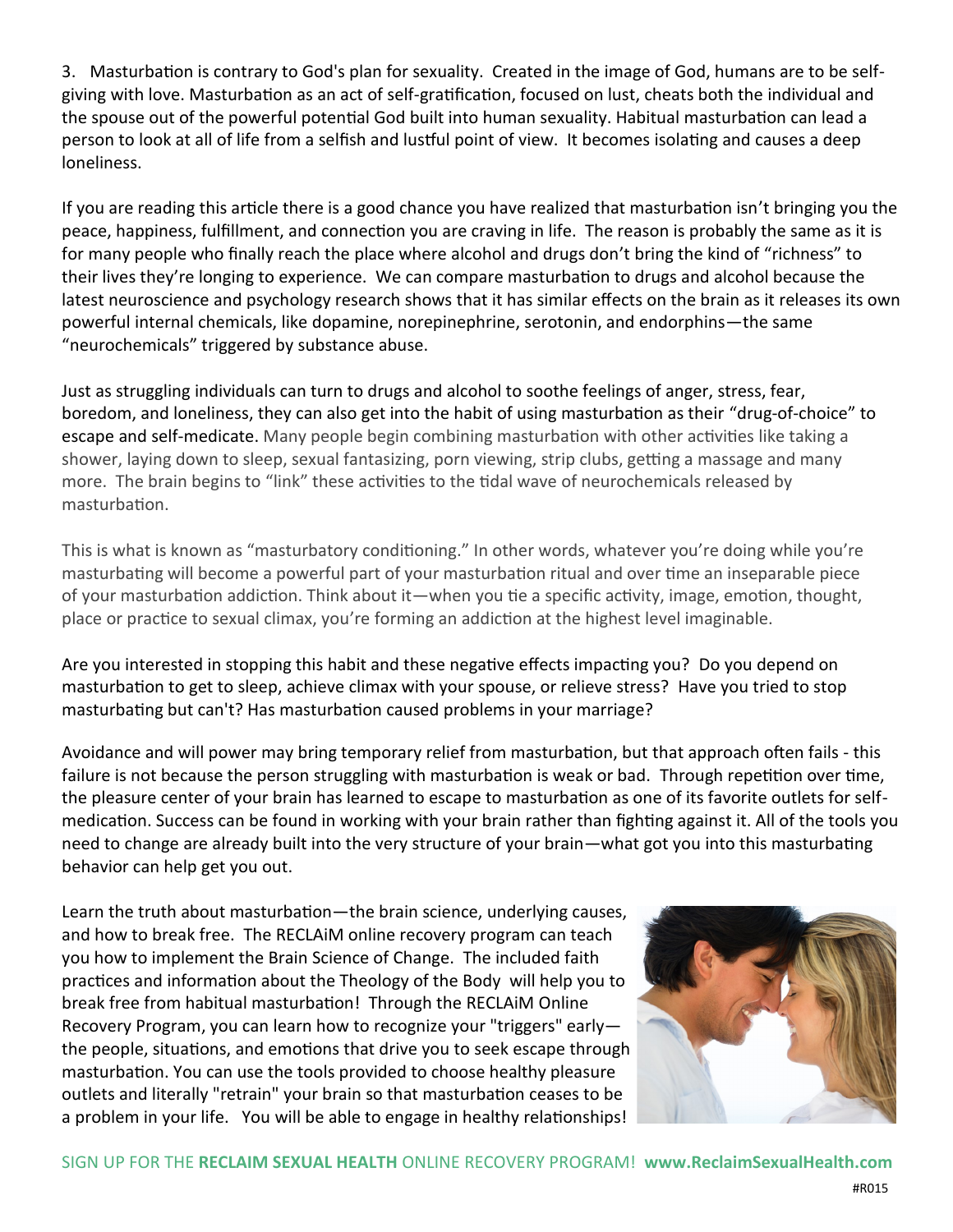3. Masturbation is contrary to God's plan for sexuality. Created in the image of God, humans are to be self-giving with love. Masturbation as an act of self-gratification, focused on lust, cheats both the individual and the spouse out of the powerful potential God built into human sexuality. Habitual masturbation can lead a person to look at all of life from a selfish and lustful point of view. It becomes isolating and causes a deep loneliness.

If you are reading this article there is a good chance you have realized that masturbation isn't bringing you the peace, happiness, fulfillment, and connection you are craving in life. The reason is probably the same as it is for many people who finally reach the place where alcohol and drugs don't bring the kind of "richness" to their lives they're longing to experience. We can compare masturbation to drugs and alcohol because the latest neuroscience and psychology research shows that it has similar effects on the brain as it releases its own powerful internal chemicals, like dopamine, norepinephrine, serotonin, and endorphins—the same "neurochemicals" triggered by substance abuse.

Just as struggling individuals can turn to drugs and alcohol to soothe feelings of anger, stress, fear, boredom, and loneliness, they can also get into the habit of using masturbation as their "drug-of-choice" to escape and self-medicate. Many people begin combining masturbation with other activities like taking a shower, laying down to sleep, sexual fantasizing, porn viewing, strip clubs, getting a massage and many more. The brain begins to "link" these activities to the tidal wave of neurochemicals released by masturbation.

This is what is known as "masturbatory conditioning." In other words, whatever you're doing while you're masturbating will become a powerful part of your masturbation ritual and over time an inseparable piece of your masturbation addiction. Think about it—when you tie a specific activity, image, emotion, thought, place or practice to sexual climax, you're forming an addiction at the highest level imaginable.

Are you interested in stopping this habit and these negative effects impacting you? Do you depend on masturbation to get to sleep, achieve climax with your spouse, or relieve stress? Have you tried to stop masturbating but can't? Has masturbation caused problems in your marriage?

Avoidance and will power may bring temporary relief from masturbation, but that approach often fails - this failure is not because the person struggling with masturbation is weak or bad. Through repetition over time, the pleasure center of your brain has learned to escape to masturbation as one of its favorite outlets for self-medication. Success can be found in working with your brain rather than fighting against it. All of the tools you need to change are already built into the very structure of your brain—what got you into this masturbating behavior can help get you out.

Learn the truth about masturbation—the brain science, underlying causes, and how to break free. The RECLAiM online recovery program can teach you how to implement the Brain Science of Change. The included faith practices and information about the Theology of the Body will help you to break free from habitual masturbation! Through the RECLAiM Online Recovery Program, you can learn how to recognize your "triggers" early—the people, situations, and emotions that drive you to seek escape through masturbation. You can use the tools provided to choose healthy pleasure outlets and literally "retrain" your brain so that masturbation ceases to be a problem in your life. You will be able to engage in healthy relationships!

SIGN UP FOR THE **RECLAIM SEXUAL HEALTH** ONLINE RECOVERY PROGRAM! **www.ReclaimSexualHealth.com**

#R015